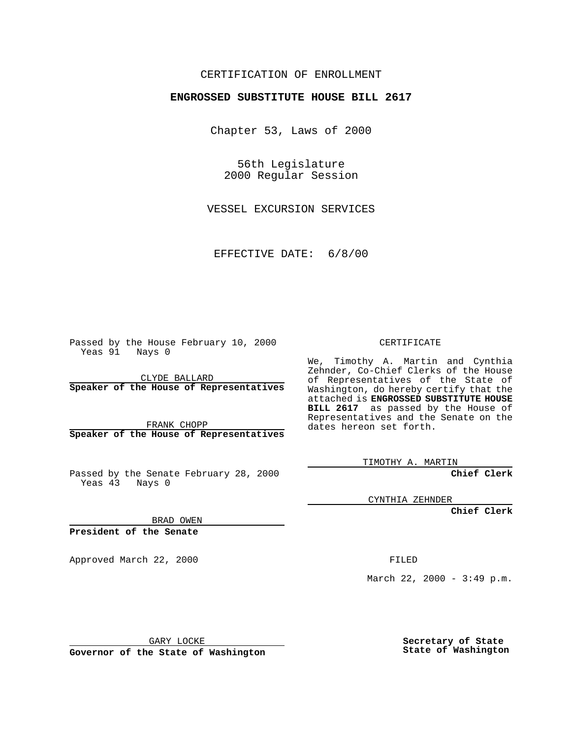CERTIFICATION OF ENROLLMENT

**ENGROSSED SUBSTITUTE HOUSE BILL 2617**

Chapter 53, Laws of 2000

56th Legislature
2000 Regular Session

VESSEL EXCURSION SERVICES

EFFECTIVE DATE: 6/8/00

Passed by the House February 10, 2000
Yeas 91 Nays 0

CLYDE BALLARD
**Speaker of the House of Representatives**

FRANK CHOPP
**Speaker of the House of Representatives**

Passed by the Senate February 28, 2000
Yeas 43 Nays 0

BRAD OWEN
**President of the Senate**

Approved March 22, 2000

GARY LOCKE
**Governor of the State of Washington**

CERTIFICATE

We, Timothy A. Martin and Cynthia Zehnder, Co-Chief Clerks of the House of Representatives of the State of Washington, do hereby certify that the attached is **ENGROSSED SUBSTITUTE HOUSE BILL 2617** as passed by the House of Representatives and the Senate on the dates hereon set forth.

TIMOTHY A. MARTIN
**Chief Clerk**

CYNTHIA ZEHNDER
**Chief Clerk**

FILED

March 22, 2000 - 3:49 p.m.

**Secretary of State**
**State of Washington**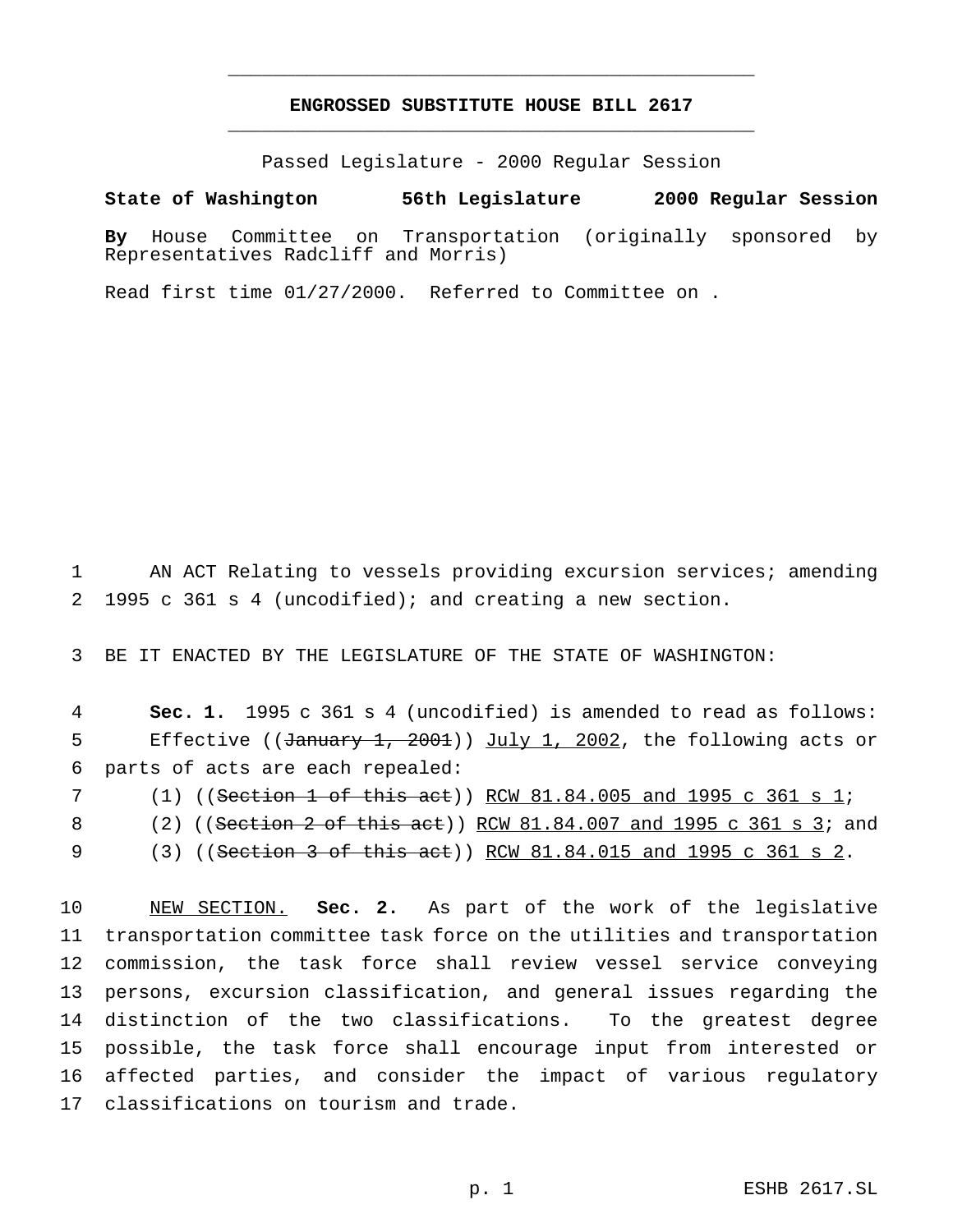**ENGROSSED SUBSTITUTE HOUSE BILL 2617**

Passed Legislature - 2000 Regular Session

**State of Washington 56th Legislature 2000 Regular Session**

**By** House Committee on Transportation (originally sponsored by Representatives Radcliff and Morris)

Read first time 01/27/2000. Referred to Committee on .

AN ACT Relating to vessels providing excursion services; amending 1995 c 361 s 4 (uncodified); and creating a new section.

BE IT ENACTED BY THE LEGISLATURE OF THE STATE OF WASHINGTON:

**Sec. 1.** 1995 c 361 s 4 (uncodified) is amended to read as follows:

Effective ((~~January 1, 2001~~)) <u>July 1, 2002</u>, the following acts or parts of acts are each repealed:

(1) ((~~Section 1 of this act~~)) <u>RCW 81.84.005 and 1995 c 361 s 1</u>;

(2) ((~~Section 2 of this act~~)) <u>RCW 81.84.007 and 1995 c 361 s 3</u>; and

(3) ((~~Section 3 of this act~~)) <u>RCW 81.84.015 and 1995 c 361 s 2</u>.

<u>NEW SECTION.</u> **Sec. 2.** As part of the work of the legislative transportation committee task force on the utilities and transportation commission, the task force shall review vessel service conveying persons, excursion classification, and general issues regarding the distinction of the two classifications. To the greatest degree possible, the task force shall encourage input from interested or affected parties, and consider the impact of various regulatory classifications on tourism and trade.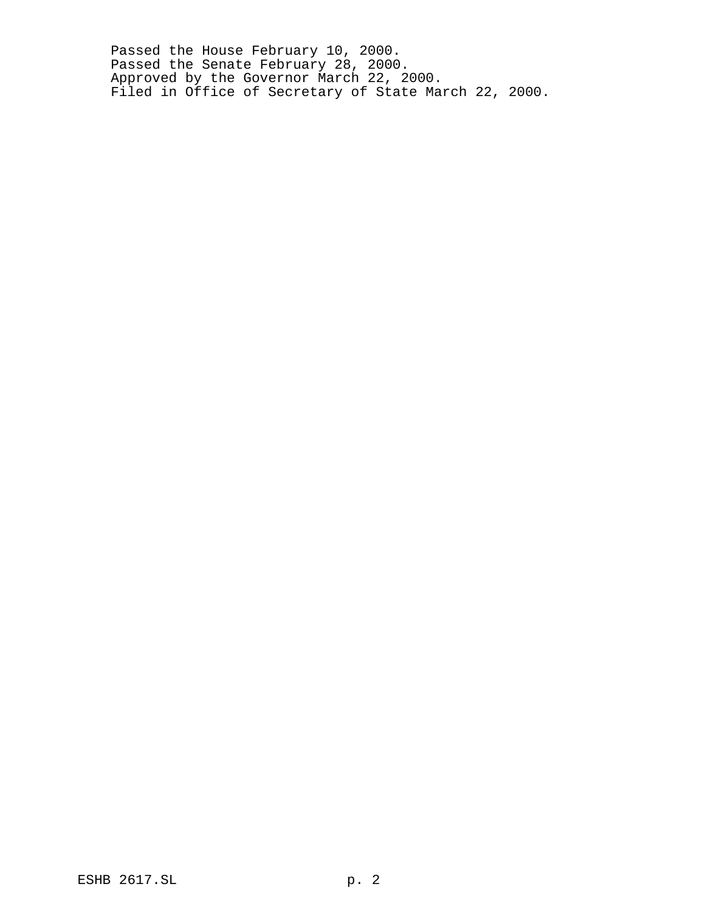Passed the House February 10, 2000.
Passed the Senate February 28, 2000.
Approved by the Governor March 22, 2000.
Filed in Office of Secretary of State March 22, 2000.